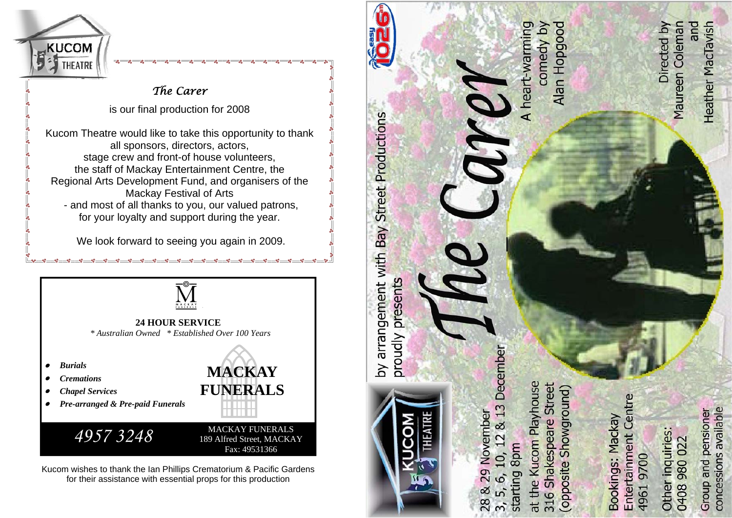KUCOM THEATRE

## *The Carer*

is our final production for 2008

Kucom Theatre would like to take this opportunity to thank all sponsors, directors, actors, stage crew and front-of house volunteers, the staff of Mackay Entertainment Centre, the Regional Arts Development Fund, and organisers of the Mackay Festival of Arts
- and most of all thanks to you, our valued patrons, for your loyalty and support during the year.

We look forward to seeing you again in 2009.

---

**24 HOUR SERVICE**

*\* Australian Owned \* Established Over 100 Years*

- ***Burials***
- ***Cremations***
- ***Chapel Services***
- ***Pre-arranged & Pre-paid Funerals***

**MACKAY FUNERALS**

*4957 3248*

MACKAY FUNERALS
189 Alfred Street, MACKAY
Fax: 49531366

---

Kucom wishes to thank the Ian Phillips Crematorium & Pacific Gardens for their assistance with essential props for this production

---

easy 1026am

by arrangement with Bay Street Productions
proudly presents

# *The Carer*

A heart-warming comedy by Alan Hopgood

Directed by Maureen Coleman and Heather MacTavish

KUCOM THEATRE

28 & 29 November
3, 5, 6, 10, 12 & 13 December
starting 8pm

at the Kucom Playhouse
316 Shakespeare Street
(opposite Showground)

Bookings: Mackay Entertainment Centre
4961 9700

Other inquiries:
0408 980 022

Group and pensioner concessions available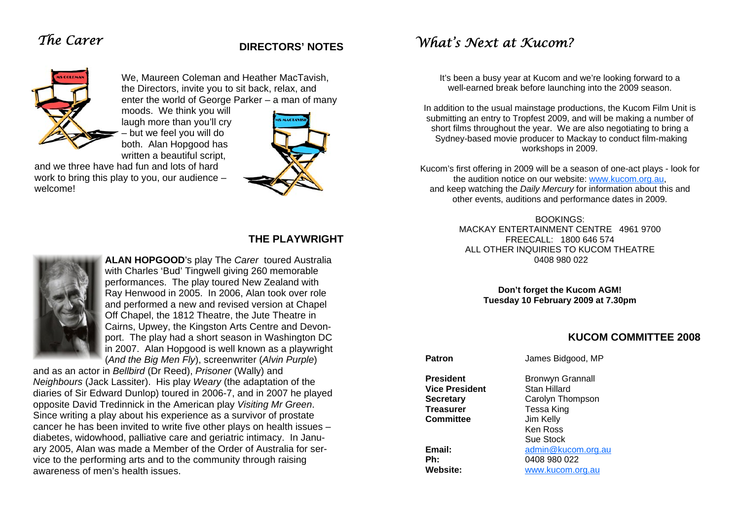# *The Carer*

## DIRECTORS' NOTES

We, Maureen Coleman and Heather MacTavish, the Directors, invite you to sit back, relax, and enter the world of George Parker – a man of many moods. We think you will laugh more than you'll cry – but we feel you will do both. Alan Hopgood has written a beautiful script, and we three have had fun and lots of hard work to bring this play to you, our audience – welcome!

## THE PLAYWRIGHT

**ALAN HOPGOOD**'s play The *Carer* toured Australia with Charles 'Bud' Tingwell giving 260 memorable performances. The play toured New Zealand with Ray Henwood in 2005. In 2006, Alan took over role and performed a new and revised version at Chapel Off Chapel, the 1812 Theatre, the Jute Theatre in Cairns, Upwey, the Kingston Arts Centre and Devonport. The play had a short season in Washington DC in 2007. Alan Hopgood is well known as a playwright (*And the Big Men Fly*), screenwriter (*Alvin Purple*) and as an actor in *Bellbird* (Dr Reed), *Prisoner* (Wally) and *Neighbours* (Jack Lassiter). His play *Weary* (the adaptation of the diaries of Sir Edward Dunlop) toured in 2006-7, and in 2007 he played opposite David Tredinnick in the American play *Visiting Mr Green*. Since writing a play about his experience as a survivor of prostate cancer he has been invited to write five other plays on health issues – diabetes, widowhood, palliative care and geriatric intimacy. In January 2005, Alan was made a Member of the Order of Australia for service to the performing arts and to the community through raising awareness of men's health issues.

# *What's Next at Kucom?*

It's been a busy year at Kucom and we're looking forward to a well-earned break before launching into the 2009 season.

In addition to the usual mainstage productions, the Kucom Film Unit is submitting an entry to Tropfest 2009, and will be making a number of short films throughout the year. We are also negotiating to bring a Sydney-based movie producer to Mackay to conduct film-making workshops in 2009.

Kucom's first offering in 2009 will be a season of one-act plays - look for the audition notice on our website: www.kucom.org.au, and keep watching the *Daily Mercury* for information about this and other events, auditions and performance dates in 2009.

BOOKINGS:
MACKAY ENTERTAINMENT CENTRE 4961 9700
FREECALL: 1800 646 574
ALL OTHER INQUIRIES TO KUCOM THEATRE
0408 980 022

**Don't forget the Kucom AGM!**
**Tuesday 10 February 2009 at 7.30pm**

## KUCOM COMMITTEE 2008

| | |
|---|---|
| **Patron** | James Bidgood, MP |
| **President** | Bronwyn Grannall |
| **Vice President** | Stan Hillard |
| **Secretary** | Carolyn Thompson |
| **Treasurer** | Tessa King |
| **Committee** | Jim Kelly |
| | Ken Ross |
| | Sue Stock |
| **Email:** | admin@kucom.org.au |
| **Ph:** | 0408 980 022 |
| **Website:** | www.kucom.org.au |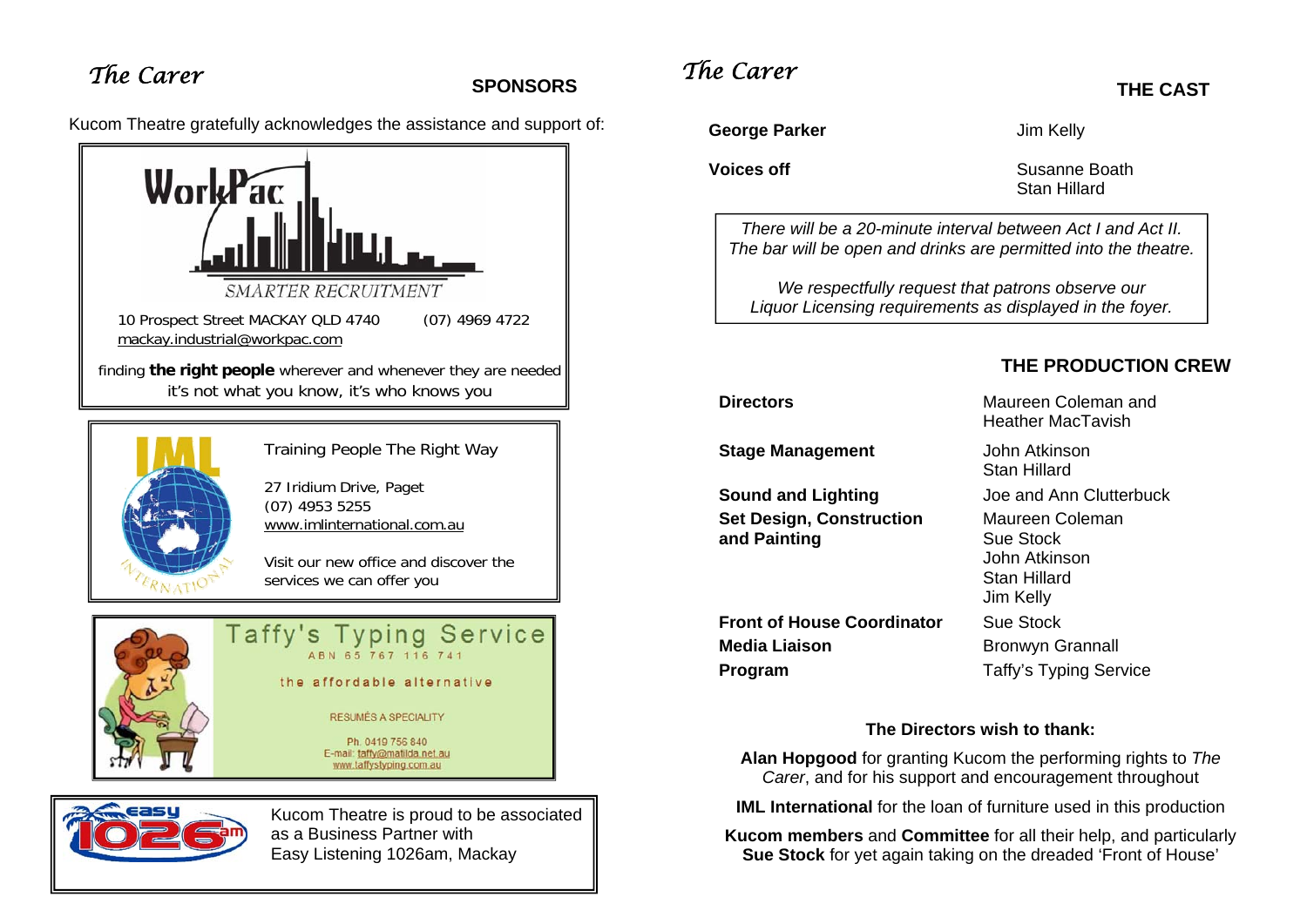*The Carer*

## SPONSORS

Kucom Theatre gratefully acknowledges the assistance and support of:

**WorkPac**
SMARTER RECRUITMENT

10 Prospect Street MACKAY QLD 4740 (07) 4969 4722
mackay.industrial@workpac.com

finding **the right people** wherever and whenever they are needed
it's not what you know, it's who knows you

**IML International**

Training People The Right Way

27 Iridium Drive, Paget
(07) 4953 5255
www.imlinternational.com.au

Visit our new office and discover the services we can offer you

**Taffy's Typing Service**
ABN 65 767 116 741

the affordable alternative

RESUMÉS A SPECIALITY

Ph. 0419 756 840
E-mail: taffy@matilda.net.au
www.taffystyping.com.au

**easy 1026am**

Kucom Theatre is proud to be associated as a Business Partner with Easy Listening 1026am, Mackay

*The Carer*

## THE CAST

| | |
|---|---|
| **George Parker** | Jim Kelly |
| **Voices off** | Susanne Boath<br>Stan Hillard |

*There will be a 20-minute interval between Act I and Act II.*
*The bar will be open and drinks are permitted into the theatre.*

*We respectfully request that patrons observe our Liquor Licensing requirements as displayed in the foyer.*

## THE PRODUCTION CREW

| | |
|---|---|
| **Directors** | Maureen Coleman and Heather MacTavish |
| **Stage Management** | John Atkinson<br>Stan Hillard |
| **Sound and Lighting** | Joe and Ann Clutterbuck |
| **Set Design, Construction and Painting** | Maureen Coleman<br>Sue Stock<br>John Atkinson<br>Stan Hillard<br>Jim Kelly |
| **Front of House Coordinator** | Sue Stock |
| **Media Liaison** | Bronwyn Grannall |
| **Program** | Taffy's Typing Service |

**The Directors wish to thank:**

**Alan Hopgood** for granting Kucom the performing rights to *The Carer*, and for his support and encouragement throughout

**IML International** for the loan of furniture used in this production

**Kucom members** and **Committee** for all their help, and particularly **Sue Stock** for yet again taking on the dreaded 'Front of House'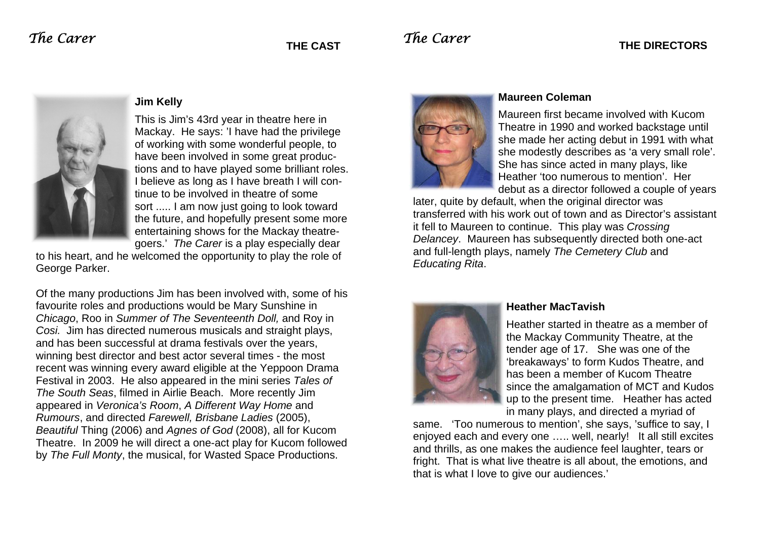## THE CAST

### Jim Kelly

This is Jim's 43rd year in theatre here in Mackay. He says: 'I have had the privilege of working with some wonderful people, to have been involved in some great productions and to have played some brilliant roles. I believe as long as I have breath I will continue to be involved in theatre of some sort ..... I am now just going to look toward the future, and hopefully present some more entertaining shows for the Mackay theatre-goers.' *The Carer* is a play especially dear to his heart, and he welcomed the opportunity to play the role of George Parker.

Of the many productions Jim has been involved with, some of his favourite roles and productions would be Mary Sunshine in *Chicago*, Roo in *Summer of The Seventeenth Doll,* and Roy in *Cosi.* Jim has directed numerous musicals and straight plays, and has been successful at drama festivals over the years, winning best director and best actor several times - the most recent was winning every award eligible at the Yeppoon Drama Festival in 2003. He also appeared in the mini series *Tales of The South Seas*, filmed in Airlie Beach. More recently Jim appeared in *Veronica's Room*, *A Different Way Home* and *Rumours*, and directed *Farewell, Brisbane Ladies* (2005), *Beautiful* Thing (2006) and *Agnes of God* (2008), all for Kucom Theatre. In 2009 he will direct a one-act play for Kucom followed by *The Full Monty*, the musical, for Wasted Space Productions.

## THE DIRECTORS

### Maureen Coleman

Maureen first became involved with Kucom Theatre in 1990 and worked backstage until she made her acting debut in 1991 with what she modestly describes as 'a very small role'. She has since acted in many plays, like Heather 'too numerous to mention'. Her debut as a director followed a couple of years later, quite by default, when the original director was transferred with his work out of town and as Director's assistant it fell to Maureen to continue. This play was *Crossing Delancey*. Maureen has subsequently directed both one-act and full-length plays, namely *The Cemetery Club* and *Educating Rita*.

### Heather MacTavish

Heather started in theatre as a member of the Mackay Community Theatre, at the tender age of 17. She was one of the 'breakaways' to form Kudos Theatre, and has been a member of Kucom Theatre since the amalgamation of MCT and Kudos up to the present time. Heather has acted in many plays, and directed a myriad of same. 'Too numerous to mention', she says, 'suffice to say, I enjoyed each and every one ….. well, nearly! It all still excites and thrills, as one makes the audience feel laughter, tears or fright. That is what live theatre is all about, the emotions, and that is what I love to give our audiences.'